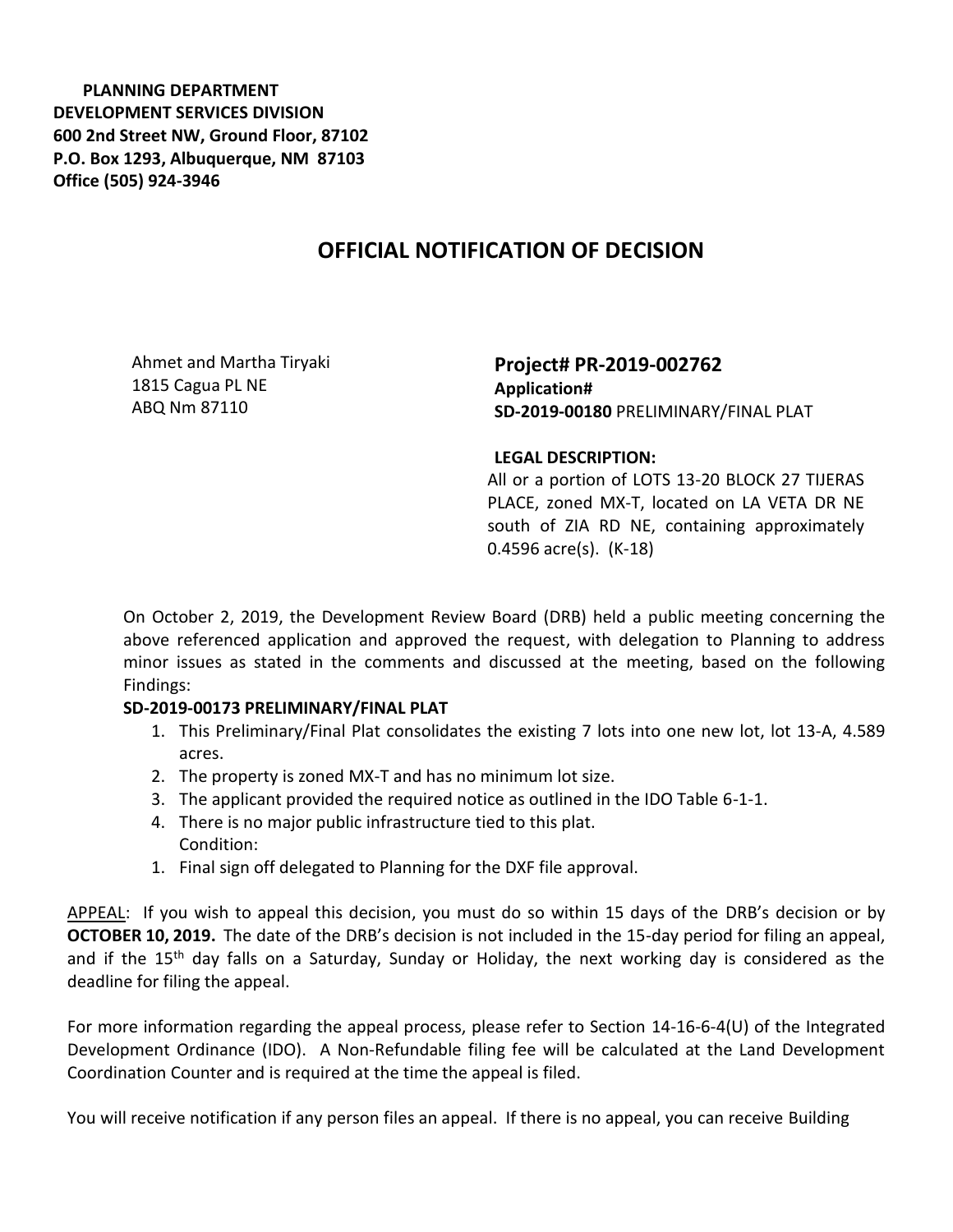**PLANNING DEPARTMENT**
**DEVELOPMENT SERVICES DIVISION**
**600 2nd Street NW, Ground Floor, 87102**
**P.O. Box 1293, Albuquerque, NM 87103**
**Office (505) 924-3946**

# OFFICIAL NOTIFICATION OF DECISION

Ahmet and Martha Tiryaki
1815 Cagua PL NE
ABQ Nm 87110

**Project# PR-2019-002762**
**Application#**
**SD-2019-00180** PRELIMINARY/FINAL PLAT

**LEGAL DESCRIPTION:**
All or a portion of LOTS 13-20 BLOCK 27 TIJERAS PLACE, zoned MX-T, located on LA VETA DR NE south of ZIA RD NE, containing approximately 0.4596 acre(s). (K-18)

On October 2, 2019, the Development Review Board (DRB) held a public meeting concerning the above referenced application and approved the request, with delegation to Planning to address minor issues as stated in the comments and discussed at the meeting, based on the following Findings:

**SD-2019-00173 PRELIMINARY/FINAL PLAT**

1. This Preliminary/Final Plat consolidates the existing 7 lots into one new lot, lot 13-A, 4.589 acres.
2. The property is zoned MX-T and has no minimum lot size.
3. The applicant provided the required notice as outlined in the IDO Table 6-1-1.
4. There is no major public infrastructure tied to this plat.

Condition:

1. Final sign off delegated to Planning for the DXF file approval.

<u>APPEAL</u>: If you wish to appeal this decision, you must do so within 15 days of the DRB's decision or by **OCTOBER 10, 2019.** The date of the DRB's decision is not included in the 15-day period for filing an appeal, and if the 15th day falls on a Saturday, Sunday or Holiday, the next working day is considered as the deadline for filing the appeal.

For more information regarding the appeal process, please refer to Section 14-16-6-4(U) of the Integrated Development Ordinance (IDO). A Non-Refundable filing fee will be calculated at the Land Development Coordination Counter and is required at the time the appeal is filed.

You will receive notification if any person files an appeal. If there is no appeal, you can receive Building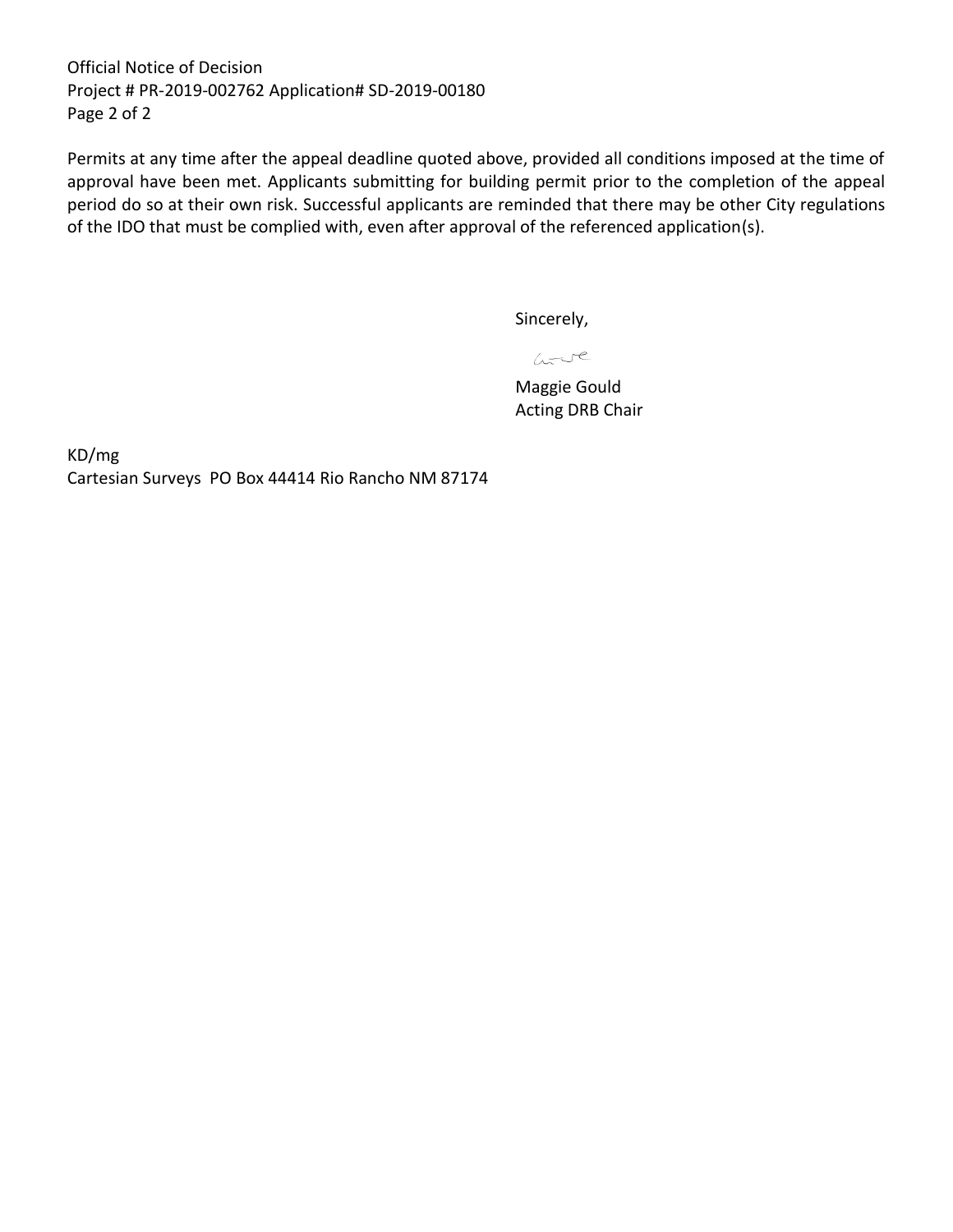Permits at any time after the appeal deadline quoted above, provided all conditions imposed at the time of approval have been met. Applicants submitting for building permit prior to the completion of the appeal period do so at their own risk. Successful applicants are reminded that there may be other City regulations of the IDO that must be complied with, even after approval of the referenced application(s).

Sincerely,

Maggie Gould
Acting DRB Chair

KD/mg
Cartesian Surveys PO Box 44414 Rio Rancho NM 87174